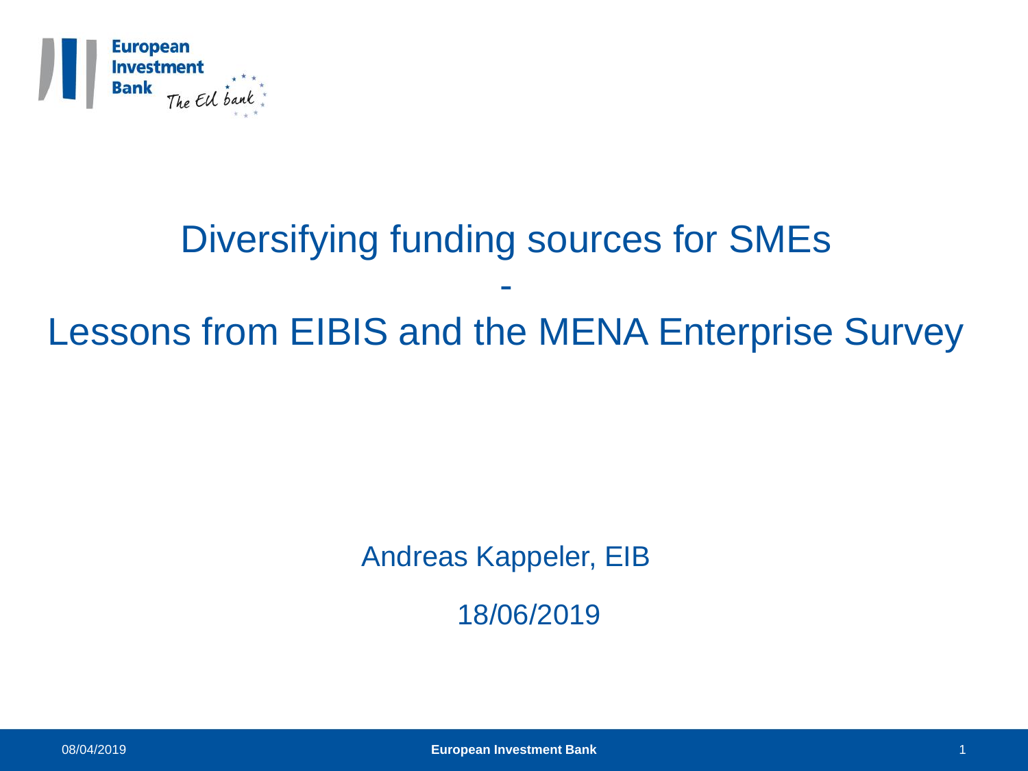# Diversifying funding sources for SMEs
## -
## Lessons from EIBIS and the MENA Enterprise Survey

Andreas Kappeler, EIB

18/06/2019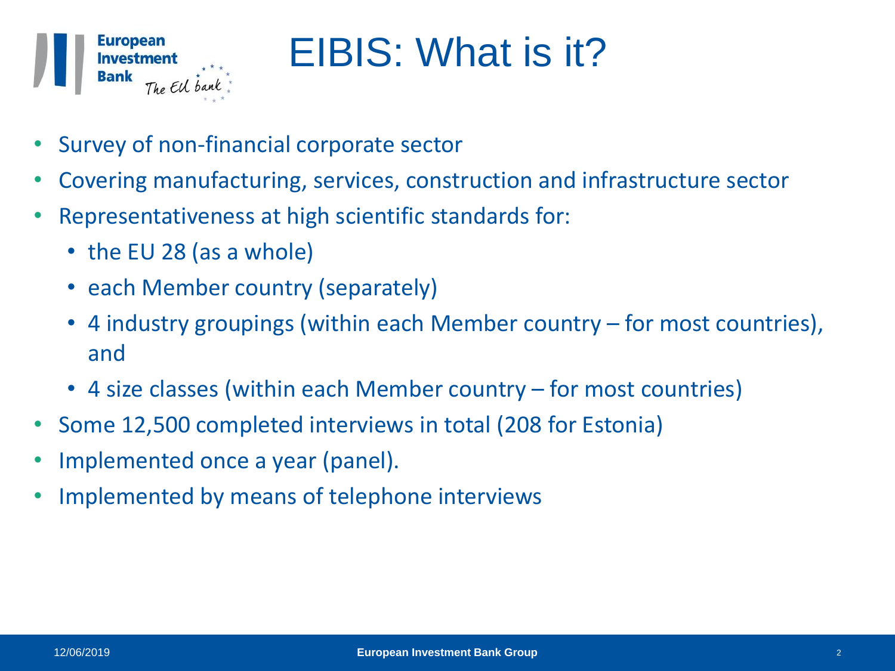# EIBIS: What is it?

- Survey of non-financial corporate sector
- Covering manufacturing, services, construction and infrastructure sector
- Representativeness at high scientific standards for:
  - the EU 28 (as a whole)
  - each Member country (separately)
  - 4 industry groupings (within each Member country – for most countries), and
  - 4 size classes (within each Member country – for most countries)
- Some 12,500 completed interviews in total (208 for Estonia)
- Implemented once a year (panel).
- Implemented by means of telephone interviews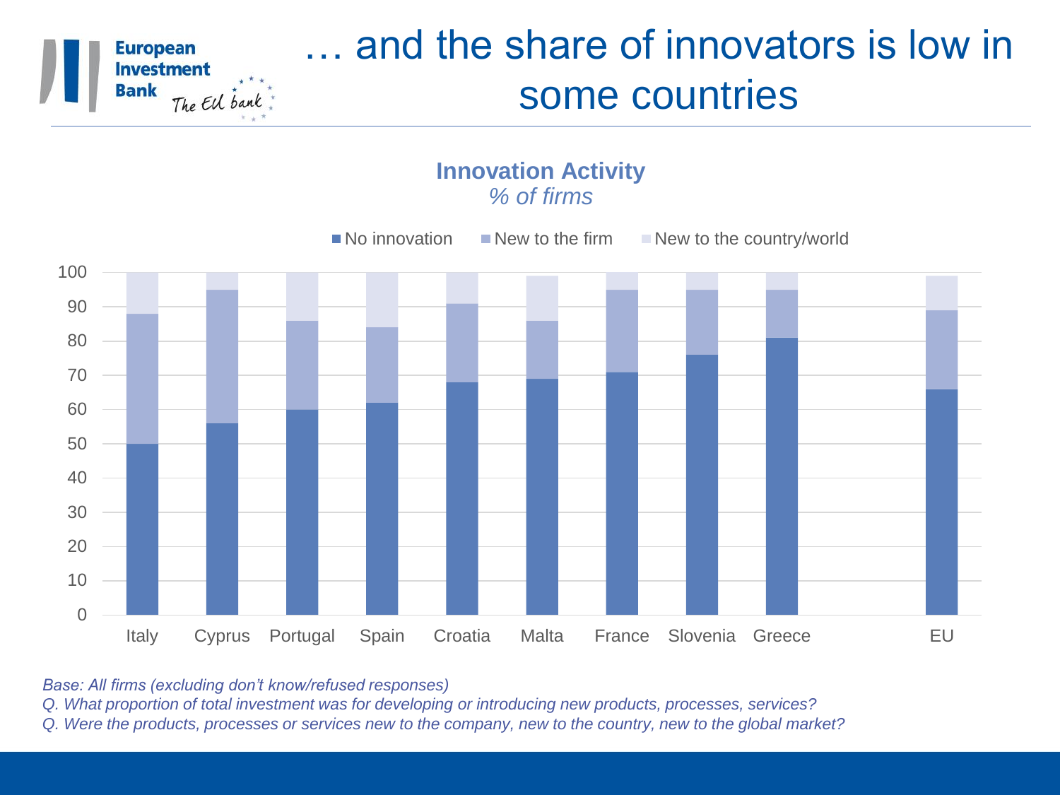# … and the share of innovators is low in some countries

**Innovation Activity**
*% of firms*

| | No innovation | New to the firm | New to the country/world |
|---|---|---|---|
| Italy | 50 | 38 | 12 |
| Cyprus | 56 | 39 | 5 |
| Portugal | 60 | 26 | 14 |
| Spain | 62 | 22 | 16 |
| Croatia | 68 | 23 | 9 |
| Malta | 69 | 17 | 13 |
| France | 71 | 24 | 5 |
| Slovenia | 76 | 19 | 5 |
| Greece | 81 | 14 | 5 |
| EU | 66 | 23 | 10 |

*Base: All firms (excluding don't know/refused responses)*

*Q. What proportion of total investment was for developing or introducing new products, processes, services?*

*Q. Were the products, processes or services new to the company, new to the country, new to the global market?*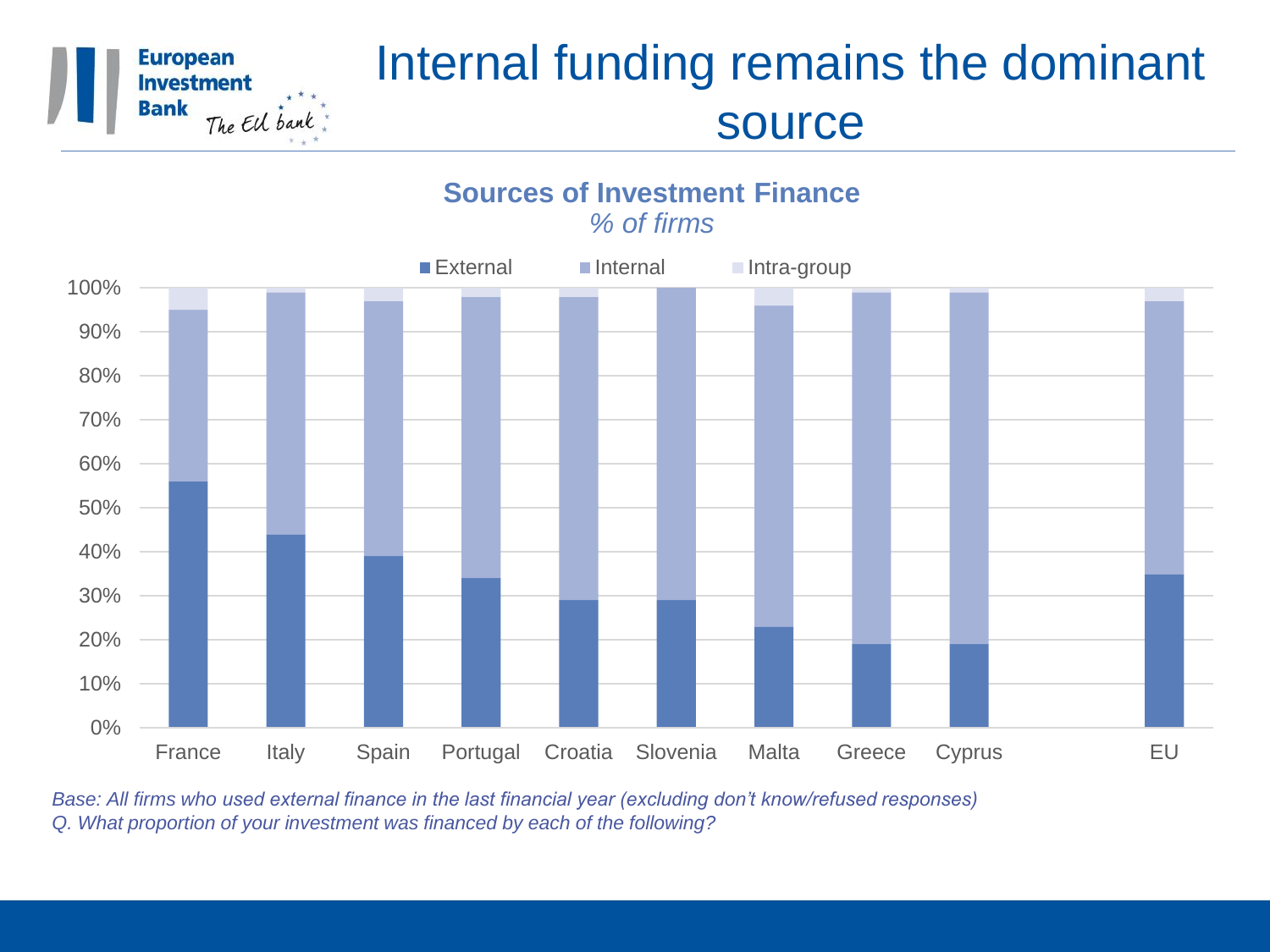# Internal funding remains the dominant source

## Sources of Investment Finance

*% of firms*

| | External | Internal | Intra-group |
|---|---|---|---|
| France | 56% | 39% | 5% |
| Italy | 44% | 55% | 1% |
| Spain | 39% | 58% | 3% |
| Portugal | 34% | 64% | 2% |
| Croatia | 29% | 69% | 2% |
| Slovenia | 29% | 71% | 0% |
| Malta | 23% | 73% | 4% |
| Greece | 19% | 80% | 1% |
| Cyprus | 19% | 80% | 1% |
| EU | 35% | 62% | 3% |

*Base: All firms who used external finance in the last financial year (excluding don't know/refused responses)*
*Q. What proportion of your investment was financed by each of the following?*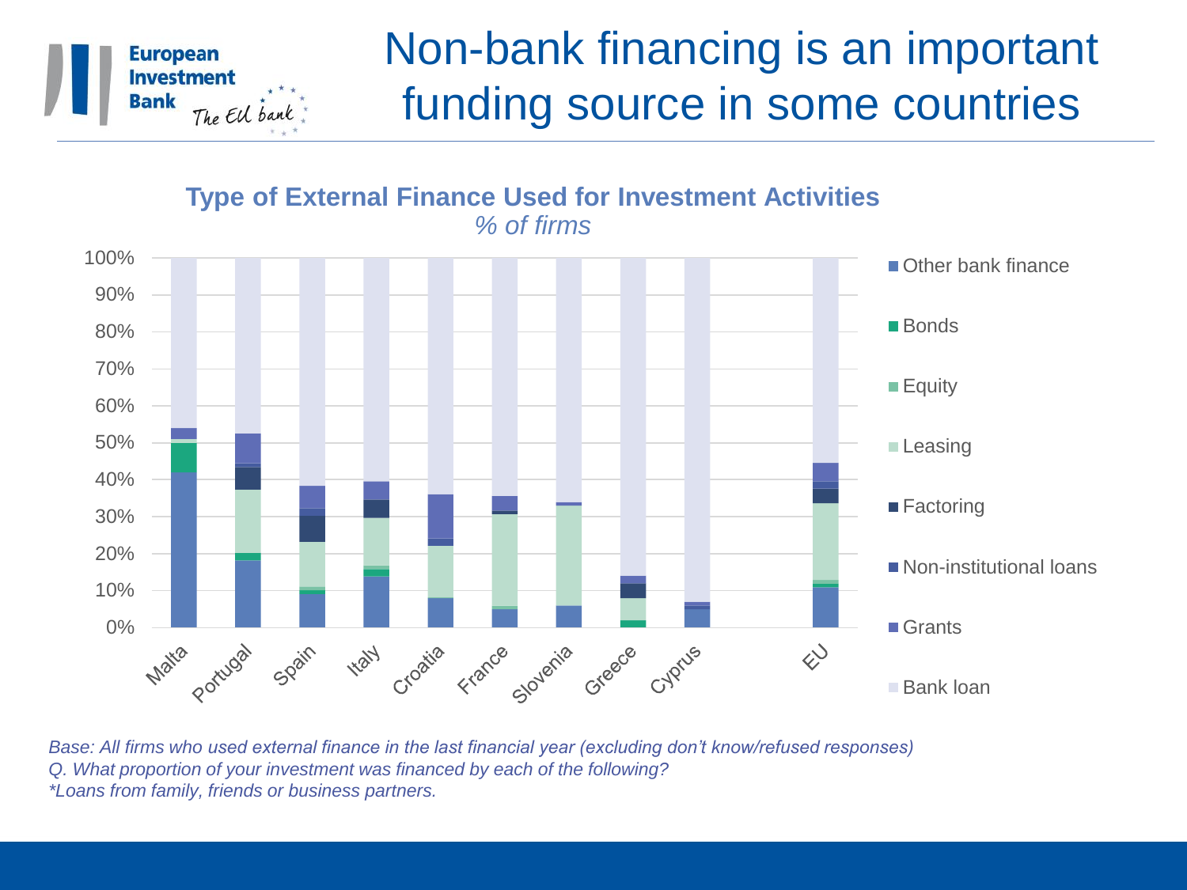# Non-bank financing is an important funding source in some countries

**Type of External Finance Used for Investment Activities**
*% of firms*

*Base: All firms who used external finance in the last financial year (excluding don't know/refused responses)*
*Q. What proportion of your investment was financed by each of the following?*
*\*Loans from family, friends or business partners.*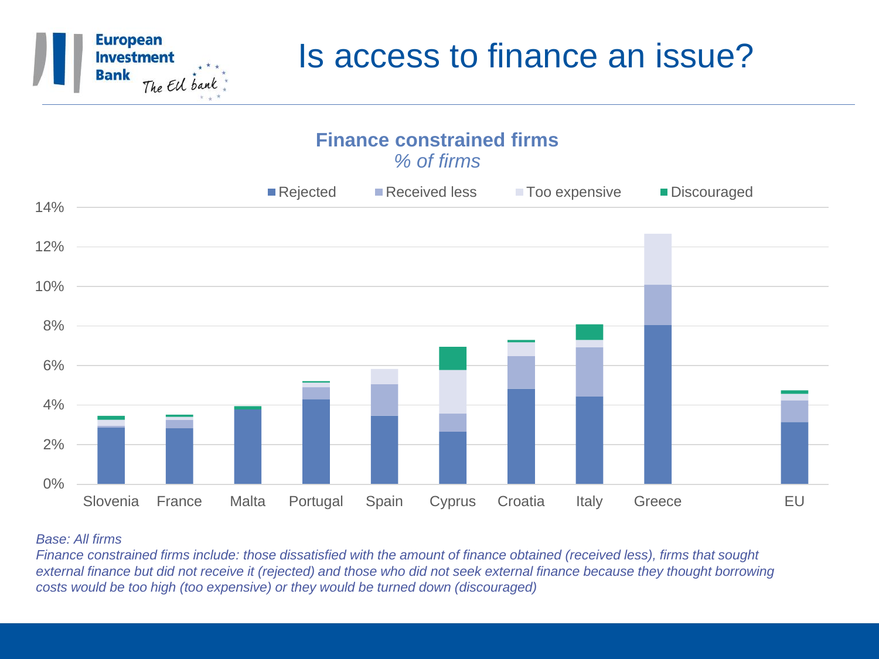# Is access to finance an issue?

**Finance constrained firms**
*% of firms*

Legend: Rejected, Received less, Too expensive, Discouraged

Countries: Slovenia, France, Malta, Portugal, Spain, Cyprus, Croatia, Italy, Greece, EU

*Base: All firms*
*Finance constrained firms include: those dissatisfied with the amount of finance obtained (received less), firms that sought external finance but did not receive it (rejected) and those who did not seek external finance because they thought borrowing costs would be too high (too expensive) or they would be turned down (discouraged)*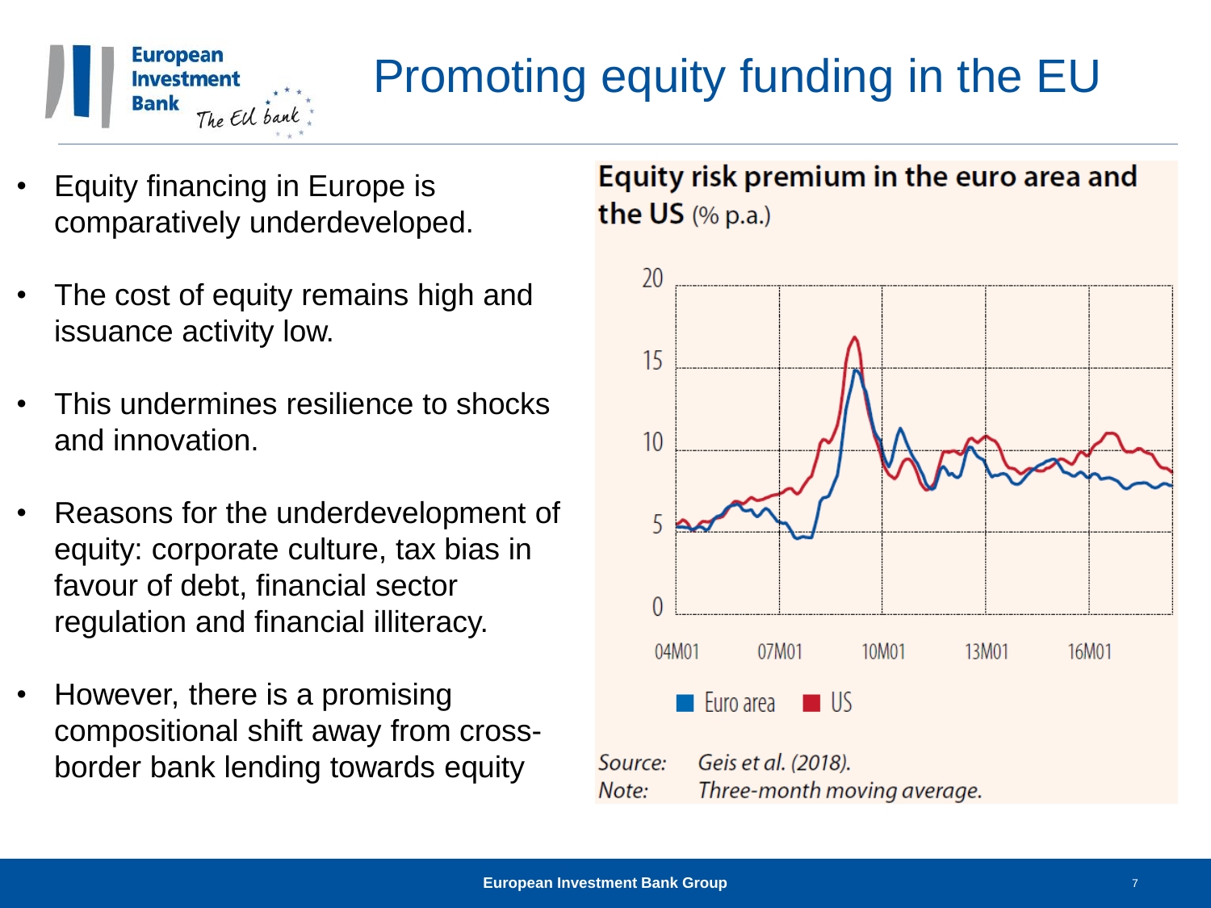# Promoting equity funding in the EU

- Equity financing in Europe is comparatively underdeveloped.
- The cost of equity remains high and issuance activity low.
- This undermines resilience to shocks and innovation.
- Reasons for the underdevelopment of equity: corporate culture, tax bias in favour of debt, financial sector regulation and financial illiteracy.
- However, there is a promising compositional shift away from cross-border bank lending towards equity

**Equity risk premium in the euro area and the US** (% p.a.)

Euro area | US

*Source:* *Geis et al. (2018).*
*Note:* *Three-month moving average.*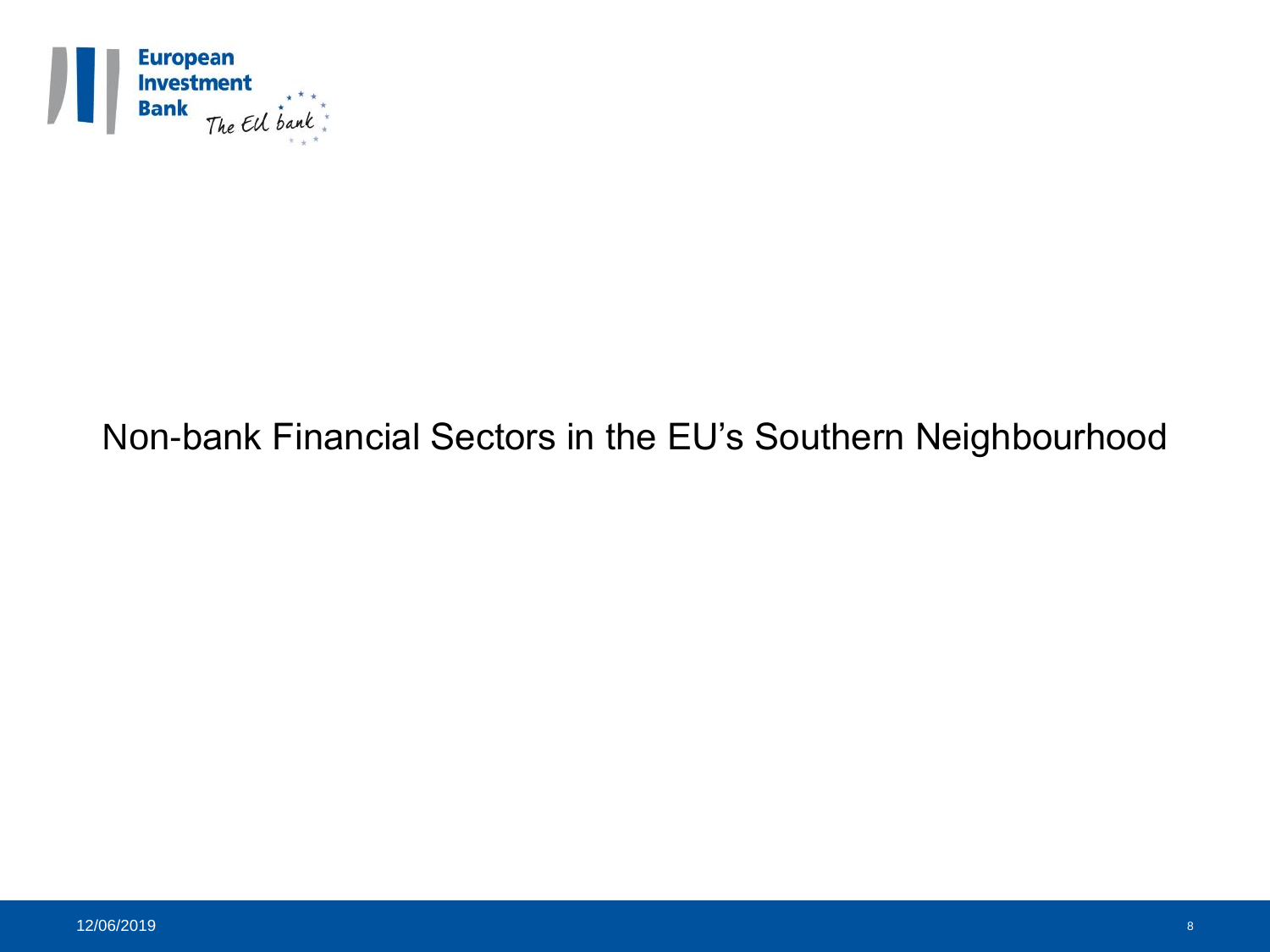# Non-bank Financial Sectors in the EU's Southern Neighbourhood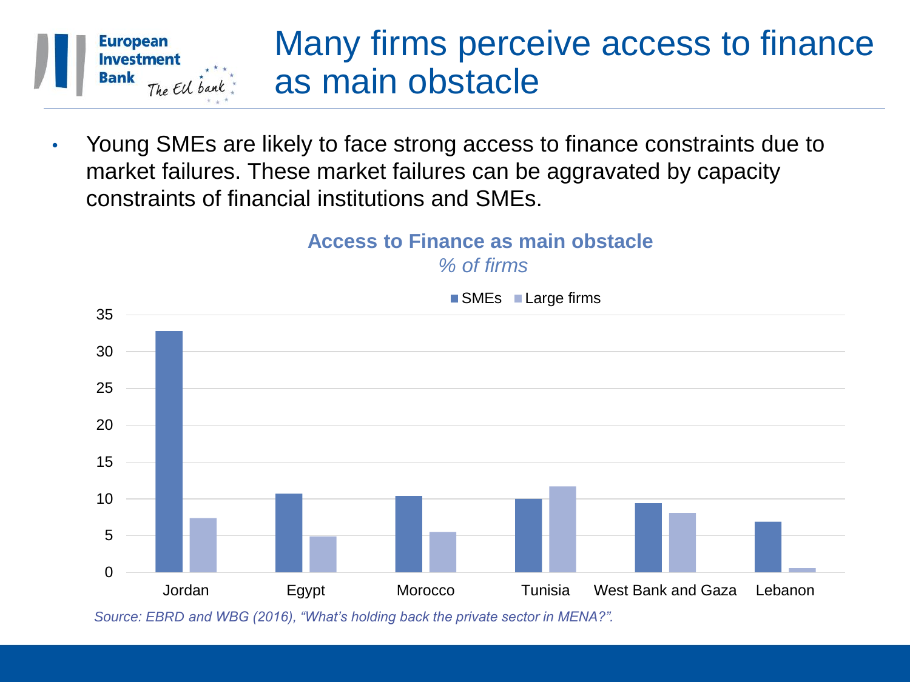# Many firms perceive access to finance as main obstacle

- Young SMEs are likely to face strong access to finance constraints due to market failures. These market failures can be aggravated by capacity constraints of financial institutions and SMEs.

**Access to Finance as main obstacle**

*% of firms*

| | SMEs | Large firms |
|---|---|---|
| Jordan | 32.8 | 7.4 |
| Egypt | 10.7 | 4.9 |
| Morocco | 10.4 | 5.5 |
| Tunisia | 10.0 | 11.7 |
| West Bank and Gaza | 9.4 | 8.1 |
| Lebanon | 6.9 | 0.6 |

*Source: EBRD and WBG (2016), "What's holding back the private sector in MENA?".*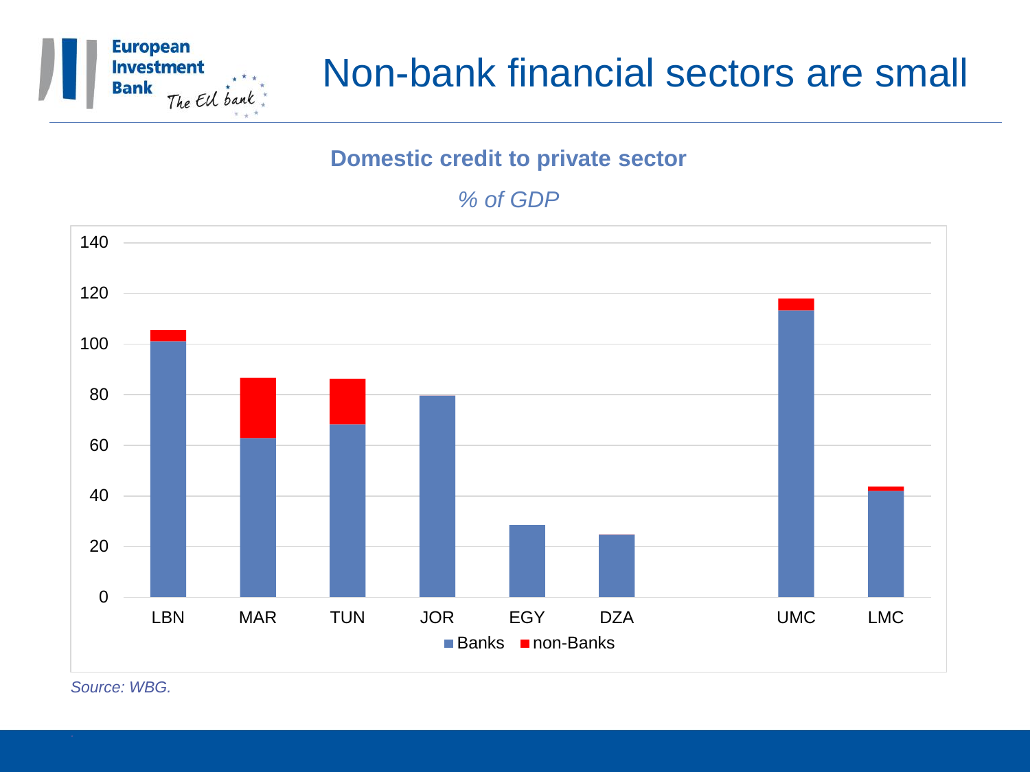# Non-bank financial sectors are small

**Domestic credit to private sector**

*% of GDP*

*Source: WBG.*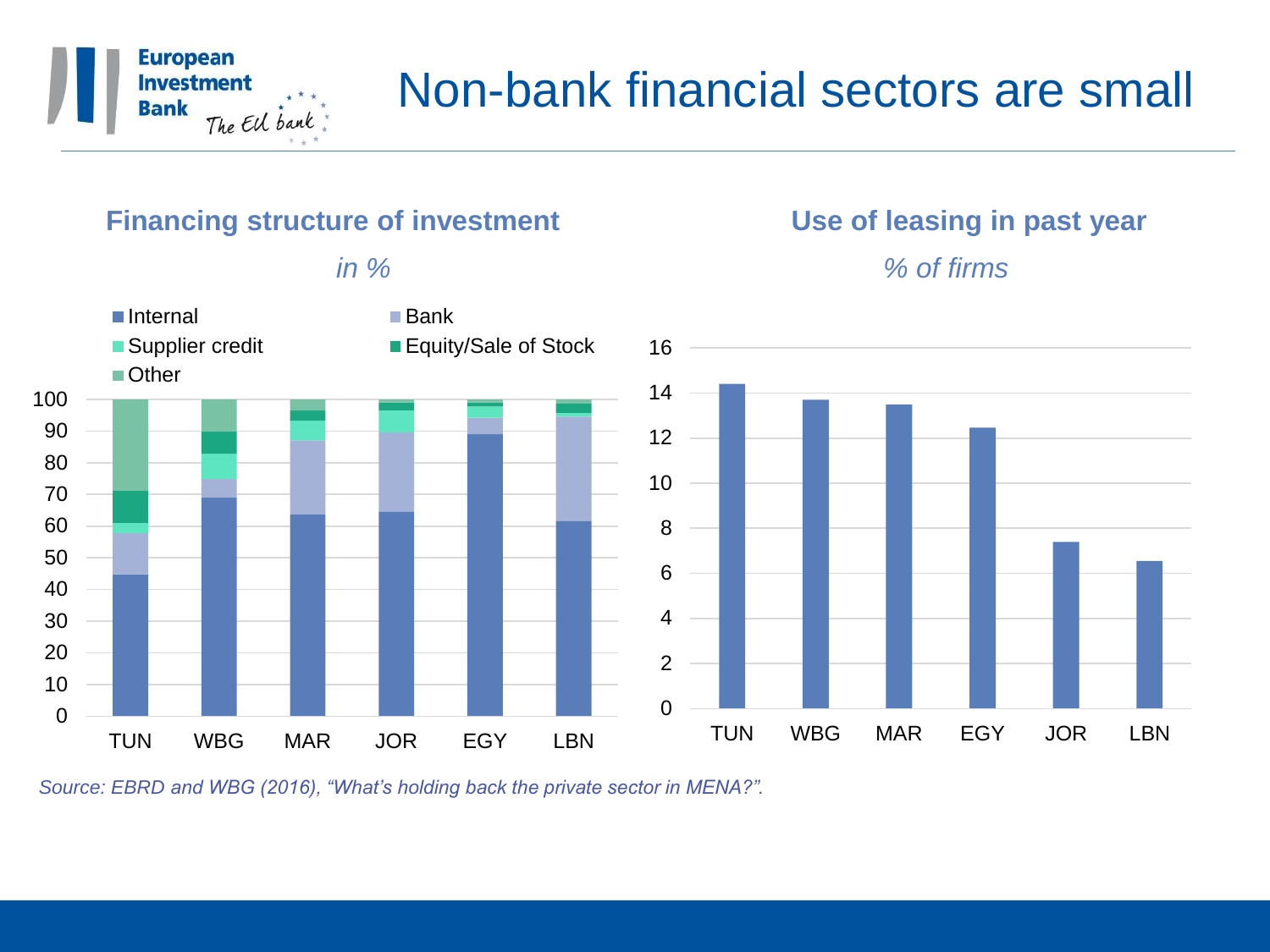# Non-bank financial sectors are small

## Financing structure of investment

*in %*

Legend: Internal, Bank, Supplier credit, Equity/Sale of Stock, Other

TUN, WBG, MAR, JOR, EGY, LBN

## Use of leasing in past year

*% of firms*

TUN, WBG, MAR, EGY, JOR, LBN

*Source: EBRD and WBG (2016), "What's holding back the private sector in MENA?".*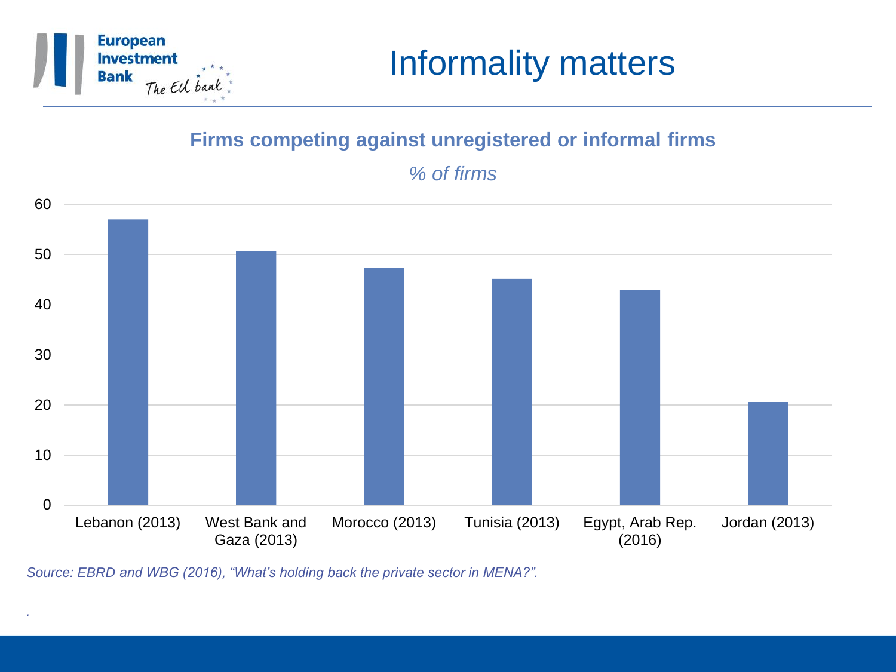# Informality matters

**Firms competing against unregistered or informal firms**

*% of firms*

| Country (year) | % of firms |
|---|---|
| Lebanon (2013) | 57 |
| West Bank and Gaza (2013) | 51 |
| Morocco (2013) | 47 |
| Tunisia (2013) | 45 |
| Egypt, Arab Rep. (2016) | 43 |
| Jordan (2013) | 21 |

*Source: EBRD and WBG (2016), "What's holding back the private sector in MENA?".*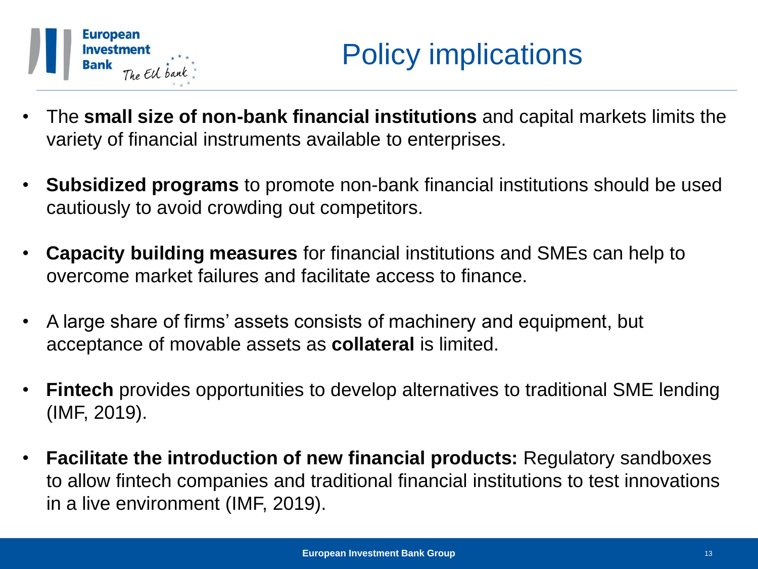# Policy implications

- The **small size of non-bank financial institutions** and capital markets limits the variety of financial instruments available to enterprises.
- **Subsidized programs** to promote non-bank financial institutions should be used cautiously to avoid crowding out competitors.
- **Capacity building measures** for financial institutions and SMEs can help to overcome market failures and facilitate access to finance.
- A large share of firms' assets consists of machinery and equipment, but acceptance of movable assets as **collateral** is limited.
- **Fintech** provides opportunities to develop alternatives to traditional SME lending (IMF, 2019).
- **Facilitate the introduction of new financial products:** Regulatory sandboxes to allow fintech companies and traditional financial institutions to test innovations in a live environment (IMF, 2019).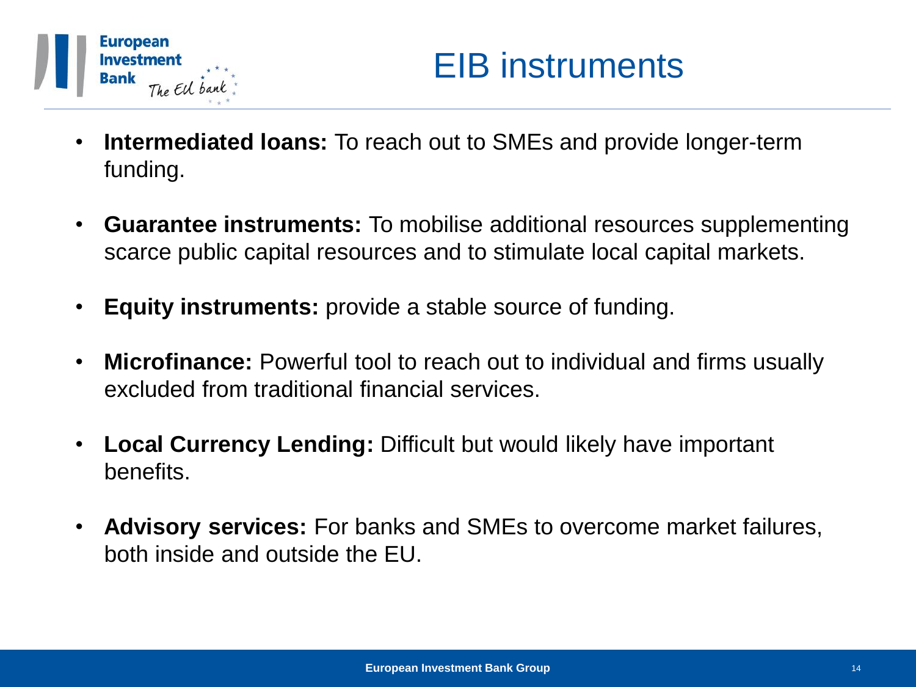# EIB instruments

- **Intermediated loans:** To reach out to SMEs and provide longer-term funding.
- **Guarantee instruments:** To mobilise additional resources supplementing scarce public capital resources and to stimulate local capital markets.
- **Equity instruments:** provide a stable source of funding.
- **Microfinance:** Powerful tool to reach out to individual and firms usually excluded from traditional financial services.
- **Local Currency Lending:** Difficult but would likely have important benefits.
- **Advisory services:** For banks and SMEs to overcome market failures, both inside and outside the EU.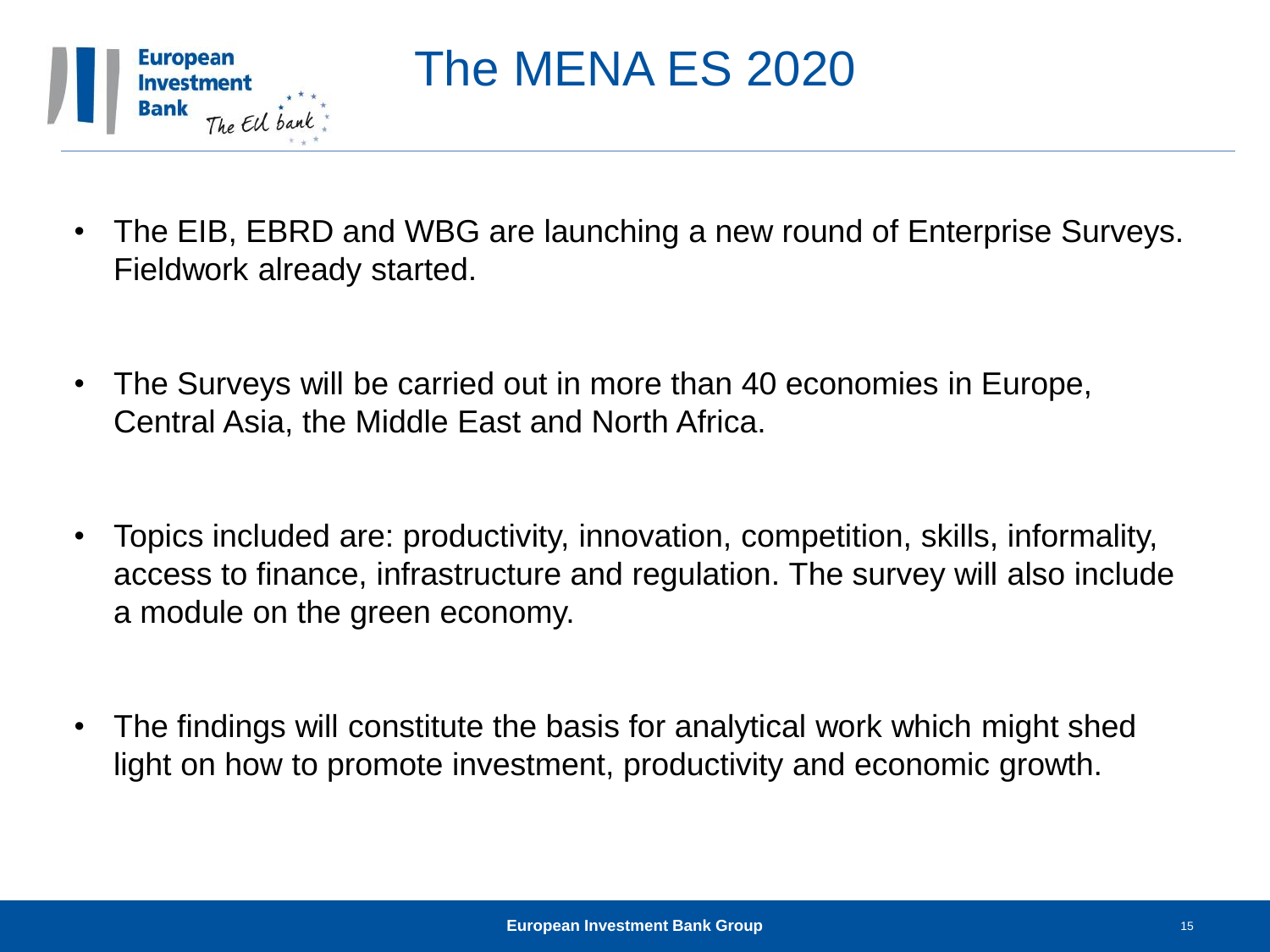# The MENA ES 2020

- The EIB, EBRD and WBG are launching a new round of Enterprise Surveys. Fieldwork already started.
- The Surveys will be carried out in more than 40 economies in Europe, Central Asia, the Middle East and North Africa.
- Topics included are: productivity, innovation, competition, skills, informality, access to finance, infrastructure and regulation. The survey will also include a module on the green economy.
- The findings will constitute the basis for analytical work which might shed light on how to promote investment, productivity and economic growth.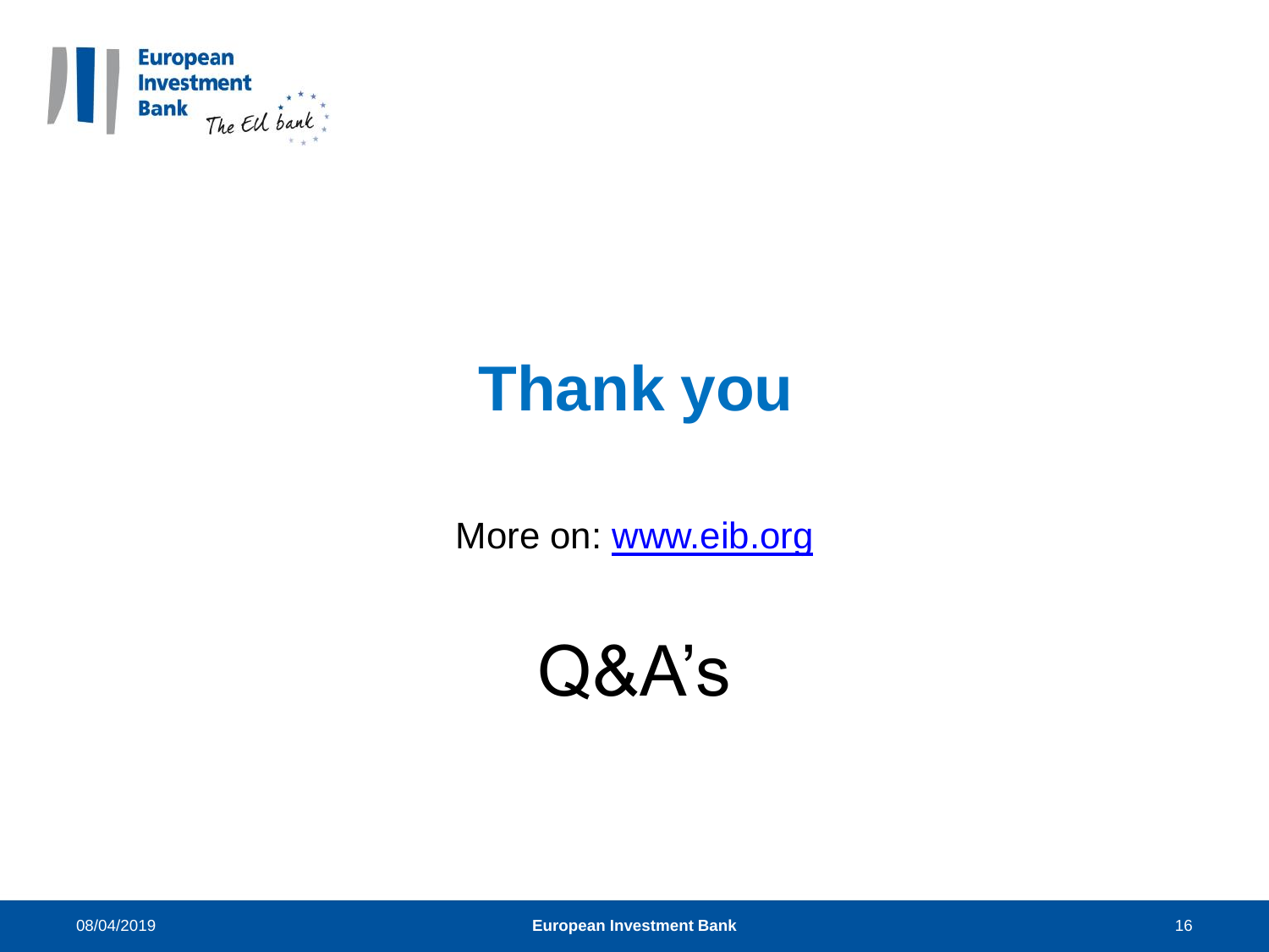# Thank you

More on: [www.eib.org](http://www.eib.org)

Q&A's